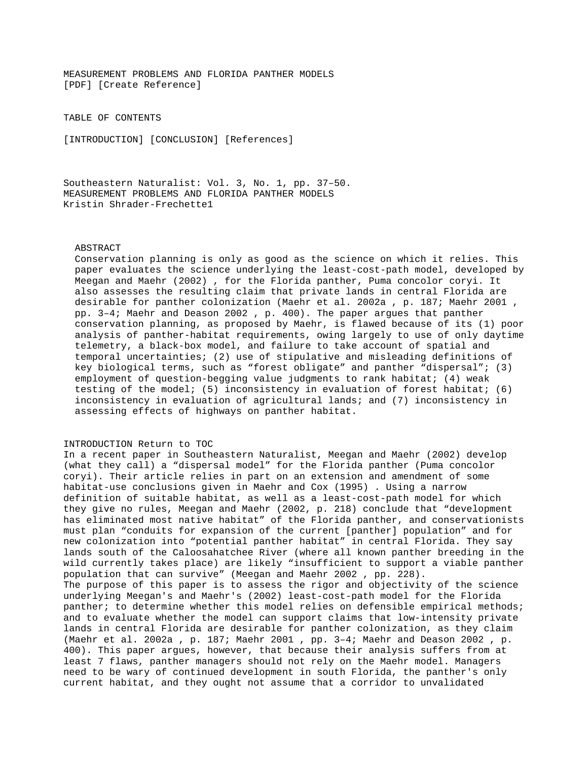# MEASUREMENT PROBLEMS AND FLORIDA PANTHER MODELS

[PDF] [Create Reference]

TABLE OF CONTENTS

[INTRODUCTION] [CONCLUSION] [References]

Southeastern Naturalist: Vol. 3, No. 1, pp. 37–50.

MEASUREMENT PROBLEMS AND FLORIDA PANTHER MODELS

Kristin Shrader-Frechette[1]

## ABSTRACT

Conservation planning is only as good as the science on which it relies. This paper evaluates the science underlying the least-cost-path model, developed by Meegan and Maehr (2002) , for the Florida panther, Puma concolor coryi. It also assesses the resulting claim that private lands in central Florida are desirable for panther colonization (Maehr et al. 2002a , p. 187; Maehr 2001 , pp. 3–4; Maehr and Deason 2002 , p. 400). The paper argues that panther conservation planning, as proposed by Maehr, is flawed because of its (1) poor analysis of panther-habitat requirements, owing largely to use of only daytime telemetry, a black-box model, and failure to take account of spatial and temporal uncertainties; (2) use of stipulative and misleading definitions of key biological terms, such as "forest obligate" and panther "dispersal"; (3) employment of question-begging value judgments to rank habitat; (4) weak testing of the model; (5) inconsistency in evaluation of forest habitat; (6) inconsistency in evaluation of agricultural lands; and (7) inconsistency in assessing effects of highways on panther habitat.

## INTRODUCTION Return to TOC

In a recent paper in Southeastern Naturalist, Meegan and Maehr (2002) develop (what they call) a "dispersal model" for the Florida panther (Puma concolor coryi). Their article relies in part on an extension and amendment of some habitat-use conclusions given in Maehr and Cox (1995) . Using a narrow definition of suitable habitat, as well as a least-cost-path model for which they give no rules, Meegan and Maehr (2002, p. 218) conclude that "development has eliminated most native habitat" of the Florida panther, and conservationists must plan "conduits for expansion of the current [panther] population" and for new colonization into "potential panther habitat" in central Florida. They say lands south of the Caloosahatchee River (where all known panther breeding in the wild currently takes place) are likely "insufficient to support a viable panther population that can survive" (Meegan and Maehr 2002 , pp. 228).

The purpose of this paper is to assess the rigor and objectivity of the science underlying Meegan's and Maehr's (2002) least-cost-path model for the Florida panther; to determine whether this model relies on defensible empirical methods; and to evaluate whether the model can support claims that low-intensity private lands in central Florida are desirable for panther colonization, as they claim (Maehr et al. 2002a , p. 187; Maehr 2001 , pp. 3–4; Maehr and Deason 2002 , p. 400). This paper argues, however, that because their analysis suffers from at least 7 flaws, panther managers should not rely on the Maehr model. Managers need to be wary of continued development in south Florida, the panther's only current habitat, and they ought not assume that a corridor to unvalidated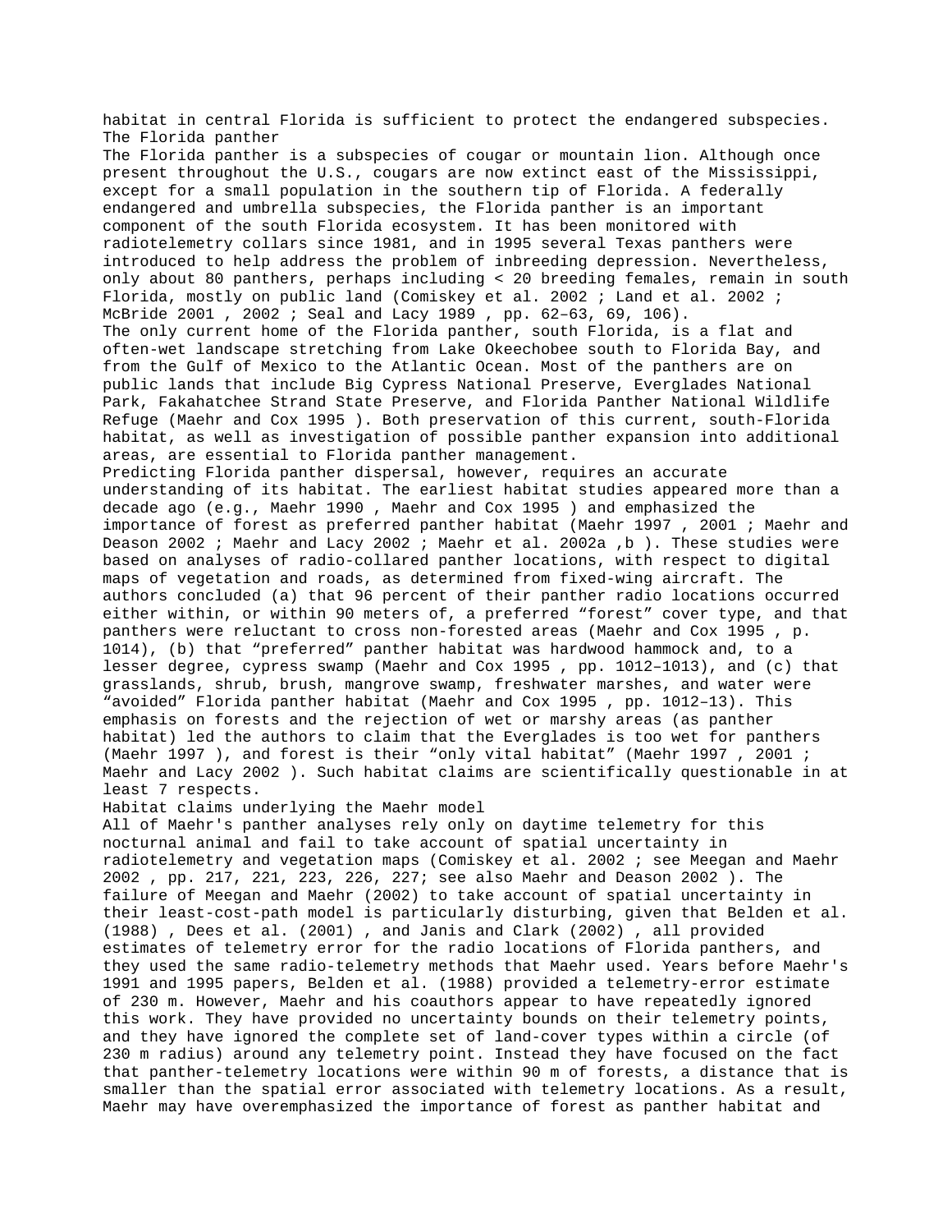habitat in central Florida is sufficient to protect the endangered subspecies.

## The Florida panther

The Florida panther is a subspecies of cougar or mountain lion. Although once present throughout the U.S., cougars are now extinct east of the Mississippi, except for a small population in the southern tip of Florida. A federally endangered and umbrella subspecies, the Florida panther is an important component of the south Florida ecosystem. It has been monitored with radiotelemetry collars since 1981, and in 1995 several Texas panthers were introduced to help address the problem of inbreeding depression. Nevertheless, only about 80 panthers, perhaps including < 20 breeding females, remain in south Florida, mostly on public land (Comiskey et al. 2002 ; Land et al. 2002 ; McBride 2001 , 2002 ; Seal and Lacy 1989 , pp. 62–63, 69, 106).

The only current home of the Florida panther, south Florida, is a flat and often-wet landscape stretching from Lake Okeechobee south to Florida Bay, and from the Gulf of Mexico to the Atlantic Ocean. Most of the panthers are on public lands that include Big Cypress National Preserve, Everglades National Park, Fakahatchee Strand State Preserve, and Florida Panther National Wildlife Refuge (Maehr and Cox 1995 ). Both preservation of this current, south-Florida habitat, as well as investigation of possible panther expansion into additional areas, are essential to Florida panther management.

Predicting Florida panther dispersal, however, requires an accurate understanding of its habitat. The earliest habitat studies appeared more than a decade ago (e.g., Maehr 1990 , Maehr and Cox 1995 ) and emphasized the importance of forest as preferred panther habitat (Maehr 1997 , 2001 ; Maehr and Deason 2002 ; Maehr and Lacy 2002 ; Maehr et al. 2002a ,b ). These studies were based on analyses of radio-collared panther locations, with respect to digital maps of vegetation and roads, as determined from fixed-wing aircraft. The authors concluded (a) that 96 percent of their panther radio locations occurred either within, or within 90 meters of, a preferred “forest” cover type, and that panthers were reluctant to cross non-forested areas (Maehr and Cox 1995 , p. 1014), (b) that “preferred” panther habitat was hardwood hammock and, to a lesser degree, cypress swamp (Maehr and Cox 1995 , pp. 1012–1013), and (c) that grasslands, shrub, brush, mangrove swamp, freshwater marshes, and water were “avoided” Florida panther habitat (Maehr and Cox 1995 , pp. 1012–13). This emphasis on forests and the rejection of wet or marshy areas (as panther habitat) led the authors to claim that the Everglades is too wet for panthers (Maehr 1997 ), and forest is their “only vital habitat” (Maehr 1997 , 2001 ; Maehr and Lacy 2002 ). Such habitat claims are scientifically questionable in at least 7 respects.

## Habitat claims underlying the Maehr model

All of Maehr's panther analyses rely only on daytime telemetry for this nocturnal animal and fail to take account of spatial uncertainty in radiotelemetry and vegetation maps (Comiskey et al. 2002 ; see Meegan and Maehr 2002 , pp. 217, 221, 223, 226, 227; see also Maehr and Deason 2002 ). The failure of Meegan and Maehr (2002) to take account of spatial uncertainty in their least-cost-path model is particularly disturbing, given that Belden et al. (1988) , Dees et al. (2001) , and Janis and Clark (2002) , all provided estimates of telemetry error for the radio locations of Florida panthers, and they used the same radio-telemetry methods that Maehr used. Years before Maehr's 1991 and 1995 papers, Belden et al. (1988) provided a telemetry-error estimate of 230 m. However, Maehr and his coauthors appear to have repeatedly ignored this work. They have provided no uncertainty bounds on their telemetry points, and they have ignored the complete set of land-cover types within a circle (of 230 m radius) around any telemetry point. Instead they have focused on the fact that panther-telemetry locations were within 90 m of forests, a distance that is smaller than the spatial error associated with telemetry locations. As a result, Maehr may have overemphasized the importance of forest as panther habitat and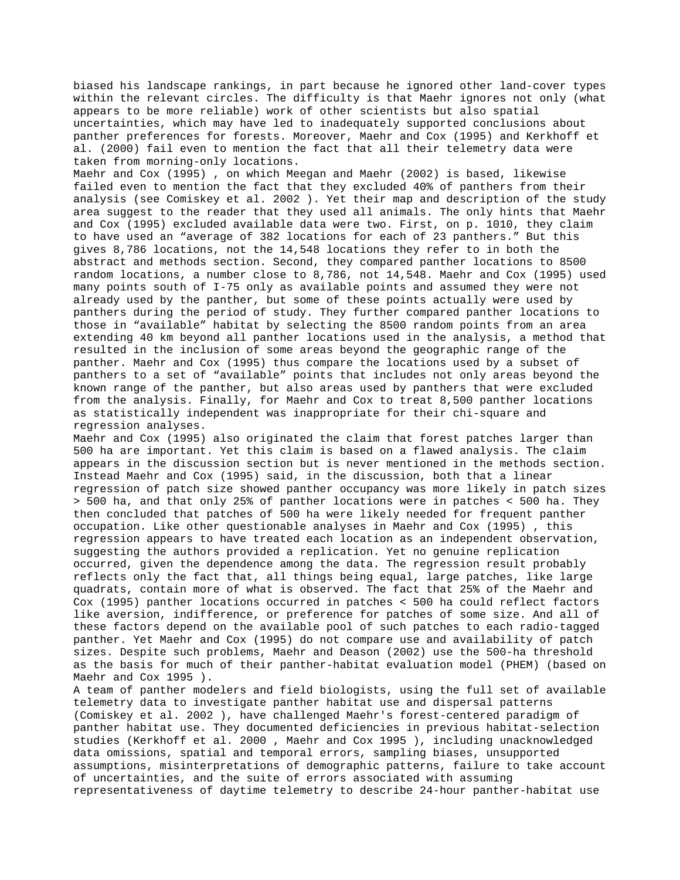biased his landscape rankings, in part because he ignored other land-cover types within the relevant circles. The difficulty is that Maehr ignores not only (what appears to be more reliable) work of other scientists but also spatial uncertainties, which may have led to inadequately supported conclusions about panther preferences for forests. Moreover, Maehr and Cox (1995) and Kerkhoff et al. (2000) fail even to mention the fact that all their telemetry data were taken from morning-only locations.

Maehr and Cox (1995) , on which Meegan and Maehr (2002) is based, likewise failed even to mention the fact that they excluded 40% of panthers from their analysis (see Comiskey et al. 2002 ). Yet their map and description of the study area suggest to the reader that they used all animals. The only hints that Maehr and Cox (1995) excluded available data were two. First, on p. 1010, they claim to have used an "average of 382 locations for each of 23 panthers." But this gives 8,786 locations, not the 14,548 locations they refer to in both the abstract and methods section. Second, they compared panther locations to 8500 random locations, a number close to 8,786, not 14,548. Maehr and Cox (1995) used many points south of I-75 only as available points and assumed they were not already used by the panther, but some of these points actually were used by panthers during the period of study. They further compared panther locations to those in "available" habitat by selecting the 8500 random points from an area extending 40 km beyond all panther locations used in the analysis, a method that resulted in the inclusion of some areas beyond the geographic range of the panther. Maehr and Cox (1995) thus compare the locations used by a subset of panthers to a set of "available" points that includes not only areas beyond the known range of the panther, but also areas used by panthers that were excluded from the analysis. Finally, for Maehr and Cox to treat 8,500 panther locations as statistically independent was inappropriate for their chi-square and regression analyses.

Maehr and Cox (1995) also originated the claim that forest patches larger than 500 ha are important. Yet this claim is based on a flawed analysis. The claim appears in the discussion section but is never mentioned in the methods section. Instead Maehr and Cox (1995) said, in the discussion, both that a linear regression of patch size showed panther occupancy was more likely in patch sizes > 500 ha, and that only 25% of panther locations were in patches < 500 ha. They then concluded that patches of 500 ha were likely needed for frequent panther occupation. Like other questionable analyses in Maehr and Cox (1995) , this regression appears to have treated each location as an independent observation, suggesting the authors provided a replication. Yet no genuine replication occurred, given the dependence among the data. The regression result probably reflects only the fact that, all things being equal, large patches, like large quadrats, contain more of what is observed. The fact that 25% of the Maehr and Cox (1995) panther locations occurred in patches < 500 ha could reflect factors like aversion, indifference, or preference for patches of some size. And all of these factors depend on the available pool of such patches to each radio-tagged panther. Yet Maehr and Cox (1995) do not compare use and availability of patch sizes. Despite such problems, Maehr and Deason (2002) use the 500-ha threshold as the basis for much of their panther-habitat evaluation model (PHEM) (based on Maehr and Cox 1995 ).

A team of panther modelers and field biologists, using the full set of available telemetry data to investigate panther habitat use and dispersal patterns (Comiskey et al. 2002 ), have challenged Maehr's forest-centered paradigm of panther habitat use. They documented deficiencies in previous habitat-selection studies (Kerkhoff et al. 2000 , Maehr and Cox 1995 ), including unacknowledged data omissions, spatial and temporal errors, sampling biases, unsupported assumptions, misinterpretations of demographic patterns, failure to take account of uncertainties, and the suite of errors associated with assuming representativeness of daytime telemetry to describe 24-hour panther-habitat use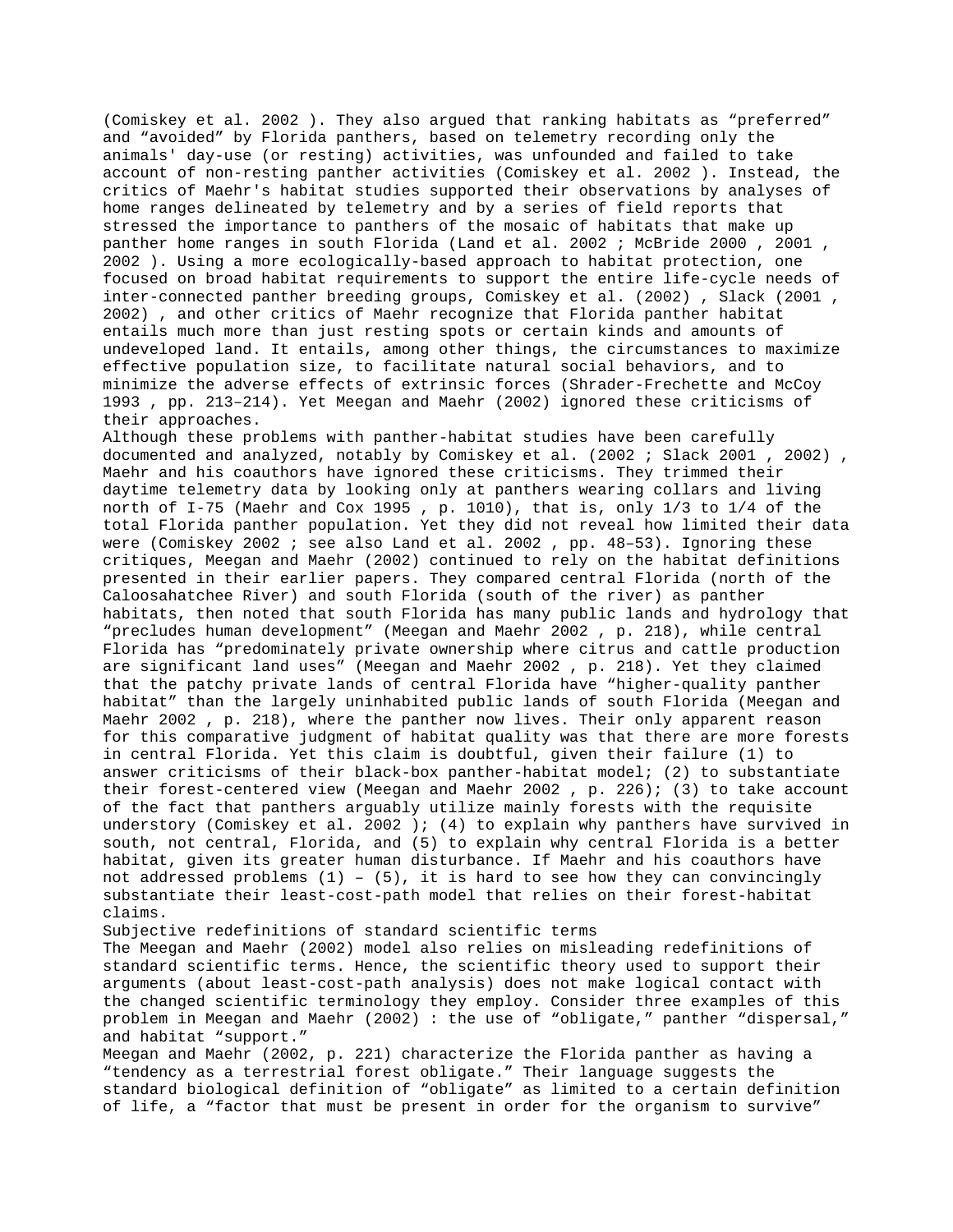(Comiskey et al. 2002 ). They also argued that ranking habitats as “preferred” and “avoided” by Florida panthers, based on telemetry recording only the animals' day-use (or resting) activities, was unfounded and failed to take account of non-resting panther activities (Comiskey et al. 2002 ). Instead, the critics of Maehr's habitat studies supported their observations by analyses of home ranges delineated by telemetry and by a series of field reports that stressed the importance to panthers of the mosaic of habitats that make up panther home ranges in south Florida (Land et al. 2002 ; McBride 2000 , 2001 , 2002 ). Using a more ecologically-based approach to habitat protection, one focused on broad habitat requirements to support the entire life-cycle needs of inter-connected panther breeding groups, Comiskey et al. (2002) , Slack (2001 , 2002) , and other critics of Maehr recognize that Florida panther habitat entails much more than just resting spots or certain kinds and amounts of undeveloped land. It entails, among other things, the circumstances to maximize effective population size, to facilitate natural social behaviors, and to minimize the adverse effects of extrinsic forces (Shrader-Frechette and McCoy 1993 , pp. 213–214). Yet Meegan and Maehr (2002) ignored these criticisms of their approaches.

Although these problems with panther-habitat studies have been carefully documented and analyzed, notably by Comiskey et al. (2002 ; Slack 2001 , 2002) , Maehr and his coauthors have ignored these criticisms. They trimmed their daytime telemetry data by looking only at panthers wearing collars and living north of I-75 (Maehr and Cox 1995 , p. 1010), that is, only 1/3 to 1/4 of the total Florida panther population. Yet they did not reveal how limited their data were (Comiskey 2002 ; see also Land et al. 2002 , pp. 48–53). Ignoring these critiques, Meegan and Maehr (2002) continued to rely on the habitat definitions presented in their earlier papers. They compared central Florida (north of the Caloosahatchee River) and south Florida (south of the river) as panther habitats, then noted that south Florida has many public lands and hydrology that “precludes human development” (Meegan and Maehr 2002 , p. 218), while central Florida has “predominately private ownership where citrus and cattle production are significant land uses” (Meegan and Maehr 2002 , p. 218). Yet they claimed that the patchy private lands of central Florida have “higher-quality panther habitat” than the largely uninhabited public lands of south Florida (Meegan and Maehr 2002 , p. 218), where the panther now lives. Their only apparent reason for this comparative judgment of habitat quality was that there are more forests in central Florida. Yet this claim is doubtful, given their failure (1) to answer criticisms of their black-box panther-habitat model; (2) to substantiate their forest-centered view (Meegan and Maehr 2002 , p. 226); (3) to take account of the fact that panthers arguably utilize mainly forests with the requisite understory (Comiskey et al. 2002 ); (4) to explain why panthers have survived in south, not central, Florida, and (5) to explain why central Florida is a better habitat, given its greater human disturbance. If Maehr and his coauthors have not addressed problems (1) – (5), it is hard to see how they can convincingly substantiate their least-cost-path model that relies on their forest-habitat claims.

## Subjective redefinitions of standard scientific terms

The Meegan and Maehr (2002) model also relies on misleading redefinitions of standard scientific terms. Hence, the scientific theory used to support their arguments (about least-cost-path analysis) does not make logical contact with the changed scientific terminology they employ. Consider three examples of this problem in Meegan and Maehr (2002) : the use of “obligate,” panther “dispersal,” and habitat “support.”

Meegan and Maehr (2002, p. 221) characterize the Florida panther as having a “tendency as a terrestrial forest obligate.” Their language suggests the standard biological definition of “obligate” as limited to a certain definition of life, a “factor that must be present in order for the organism to survive”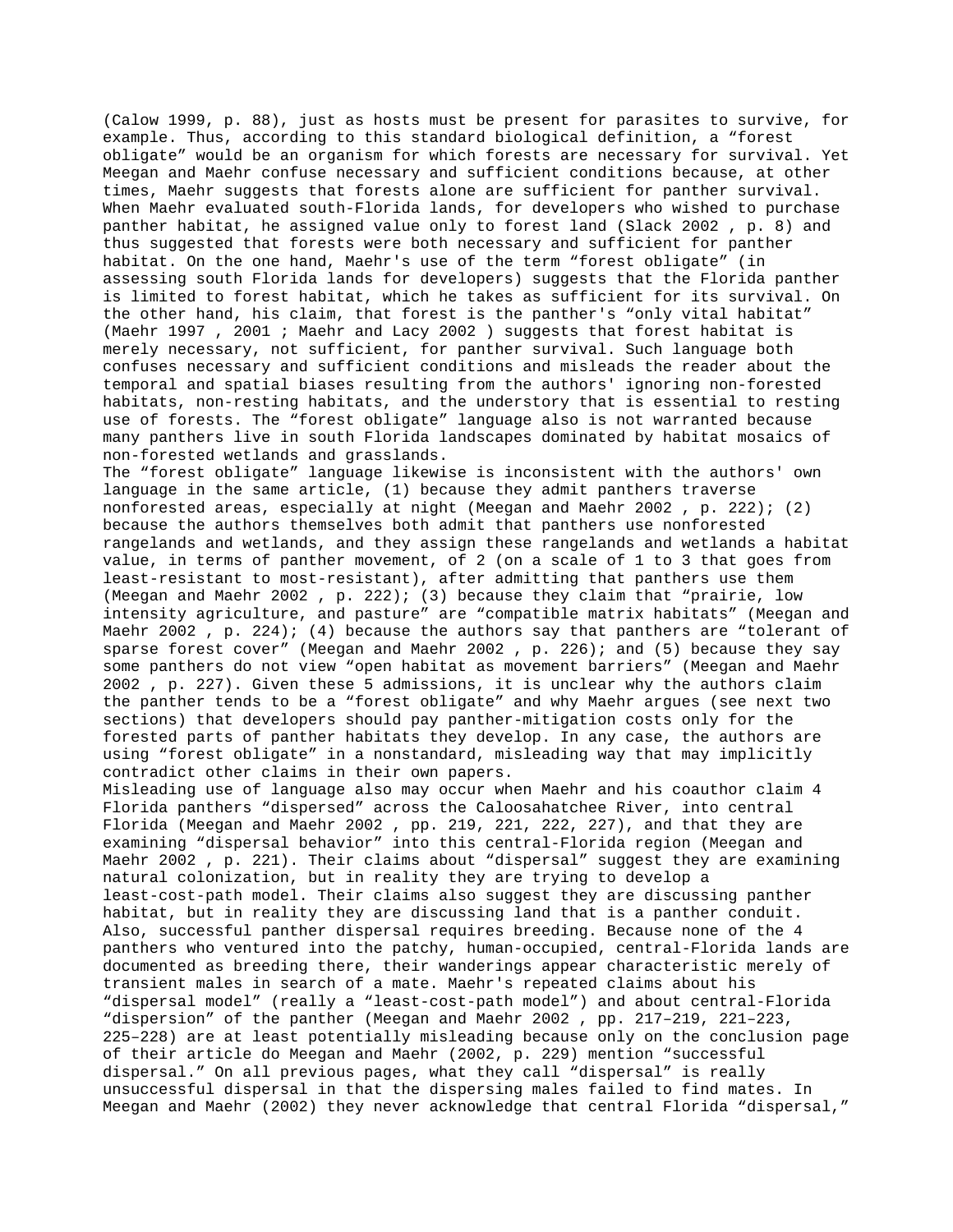(Calow 1999, p. 88), just as hosts must be present for parasites to survive, for example. Thus, according to this standard biological definition, a "forest obligate" would be an organism for which forests are necessary for survival. Yet Meegan and Maehr confuse necessary and sufficient conditions because, at other times, Maehr suggests that forests alone are sufficient for panther survival. When Maehr evaluated south-Florida lands, for developers who wished to purchase panther habitat, he assigned value only to forest land (Slack 2002 , p. 8) and thus suggested that forests were both necessary and sufficient for panther habitat. On the one hand, Maehr's use of the term "forest obligate" (in assessing south Florida lands for developers) suggests that the Florida panther is limited to forest habitat, which he takes as sufficient for its survival. On the other hand, his claim, that forest is the panther's "only vital habitat" (Maehr 1997 , 2001 ; Maehr and Lacy 2002 ) suggests that forest habitat is merely necessary, not sufficient, for panther survival. Such language both confuses necessary and sufficient conditions and misleads the reader about the temporal and spatial biases resulting from the authors' ignoring non-forested habitats, non-resting habitats, and the understory that is essential to resting use of forests. The "forest obligate" language also is not warranted because many panthers live in south Florida landscapes dominated by habitat mosaics of non-forested wetlands and grasslands.

The "forest obligate" language likewise is inconsistent with the authors' own language in the same article, (1) because they admit panthers traverse nonforested areas, especially at night (Meegan and Maehr 2002 , p. 222); (2) because the authors themselves both admit that panthers use nonforested rangelands and wetlands, and they assign these rangelands and wetlands a habitat value, in terms of panther movement, of 2 (on a scale of 1 to 3 that goes from least-resistant to most-resistant), after admitting that panthers use them (Meegan and Maehr 2002 , p. 222); (3) because they claim that "prairie, low intensity agriculture, and pasture" are "compatible matrix habitats" (Meegan and Maehr 2002 , p. 224); (4) because the authors say that panthers are "tolerant of sparse forest cover" (Meegan and Maehr 2002 , p. 226); and (5) because they say some panthers do not view "open habitat as movement barriers" (Meegan and Maehr 2002 , p. 227). Given these 5 admissions, it is unclear why the authors claim the panther tends to be a "forest obligate" and why Maehr argues (see next two sections) that developers should pay panther-mitigation costs only for the forested parts of panther habitats they develop. In any case, the authors are using "forest obligate" in a nonstandard, misleading way that may implicitly contradict other claims in their own papers.

Misleading use of language also may occur when Maehr and his coauthor claim 4 Florida panthers "dispersed" across the Caloosahatchee River, into central Florida (Meegan and Maehr 2002 , pp. 219, 221, 222, 227), and that they are examining "dispersal behavior" into this central-Florida region (Meegan and Maehr 2002 , p. 221). Their claims about "dispersal" suggest they are examining natural colonization, but in reality they are trying to develop a least-cost-path model. Their claims also suggest they are discussing panther habitat, but in reality they are discussing land that is a panther conduit. Also, successful panther dispersal requires breeding. Because none of the 4 panthers who ventured into the patchy, human-occupied, central-Florida lands are documented as breeding there, their wanderings appear characteristic merely of transient males in search of a mate. Maehr's repeated claims about his "dispersal model" (really a "least-cost-path model") and about central-Florida "dispersion" of the panther (Meegan and Maehr 2002 , pp. 217–219, 221–223, 225–228) are at least potentially misleading because only on the conclusion page of their article do Meegan and Maehr (2002, p. 229) mention "successful dispersal." On all previous pages, what they call "dispersal" is really unsuccessful dispersal in that the dispersing males failed to find mates. In Meegan and Maehr (2002) they never acknowledge that central Florida "dispersal,"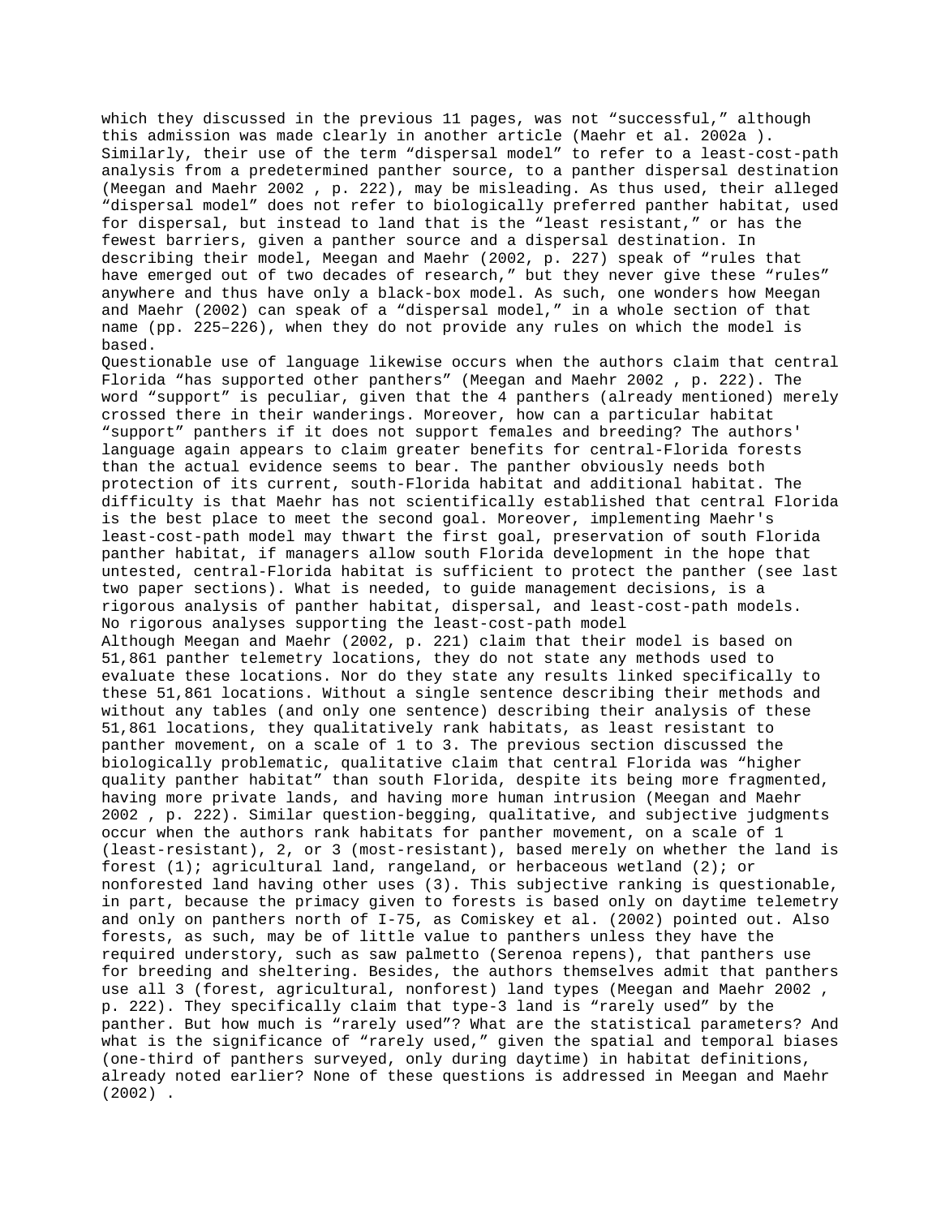which they discussed in the previous 11 pages, was not “successful,” although this admission was made clearly in another article (Maehr et al. 2002a ). Similarly, their use of the term “dispersal model” to refer to a least-cost-path analysis from a predetermined panther source, to a panther dispersal destination (Meegan and Maehr 2002 , p. 222), may be misleading. As thus used, their alleged “dispersal model” does not refer to biologically preferred panther habitat, used for dispersal, but instead to land that is the “least resistant,” or has the fewest barriers, given a panther source and a dispersal destination. In describing their model, Meegan and Maehr (2002, p. 227) speak of “rules that have emerged out of two decades of research,” but they never give these “rules” anywhere and thus have only a black-box model. As such, one wonders how Meegan and Maehr (2002) can speak of a “dispersal model,” in a whole section of that name (pp. 225–226), when they do not provide any rules on which the model is based.

Questionable use of language likewise occurs when the authors claim that central Florida “has supported other panthers” (Meegan and Maehr 2002 , p. 222). The word “support” is peculiar, given that the 4 panthers (already mentioned) merely crossed there in their wanderings. Moreover, how can a particular habitat “support” panthers if it does not support females and breeding? The authors' language again appears to claim greater benefits for central-Florida forests than the actual evidence seems to bear. The panther obviously needs both protection of its current, south-Florida habitat and additional habitat. The difficulty is that Maehr has not scientifically established that central Florida is the best place to meet the second goal. Moreover, implementing Maehr's least-cost-path model may thwart the first goal, preservation of south Florida panther habitat, if managers allow south Florida development in the hope that untested, central-Florida habitat is sufficient to protect the panther (see last two paper sections). What is needed, to guide management decisions, is a rigorous analysis of panther habitat, dispersal, and least-cost-path models.

## No rigorous analyses supporting the least-cost-path model

Although Meegan and Maehr (2002, p. 221) claim that their model is based on 51,861 panther telemetry locations, they do not state any methods used to evaluate these locations. Nor do they state any results linked specifically to these 51,861 locations. Without a single sentence describing their methods and without any tables (and only one sentence) describing their analysis of these 51,861 locations, they qualitatively rank habitats, as least resistant to panther movement, on a scale of 1 to 3. The previous section discussed the biologically problematic, qualitative claim that central Florida was “higher quality panther habitat” than south Florida, despite its being more fragmented, having more private lands, and having more human intrusion (Meegan and Maehr 2002 , p. 222). Similar question-begging, qualitative, and subjective judgments occur when the authors rank habitats for panther movement, on a scale of 1 (least-resistant), 2, or 3 (most-resistant), based merely on whether the land is forest (1); agricultural land, rangeland, or herbaceous wetland (2); or nonforested land having other uses (3). This subjective ranking is questionable, in part, because the primacy given to forests is based only on daytime telemetry and only on panthers north of I-75, as Comiskey et al. (2002) pointed out. Also forests, as such, may be of little value to panthers unless they have the required understory, such as saw palmetto (*Serenoa repens*), that panthers use for breeding and sheltering. Besides, the authors themselves admit that panthers use all 3 (forest, agricultural, nonforest) land types (Meegan and Maehr 2002 , p. 222). They specifically claim that type-3 land is “rarely used” by the panther. But how much is “rarely used”? What are the statistical parameters? And what is the significance of “rarely used,” given the spatial and temporal biases (one-third of panthers surveyed, only during daytime) in habitat definitions, already noted earlier? None of these questions is addressed in Meegan and Maehr (2002) .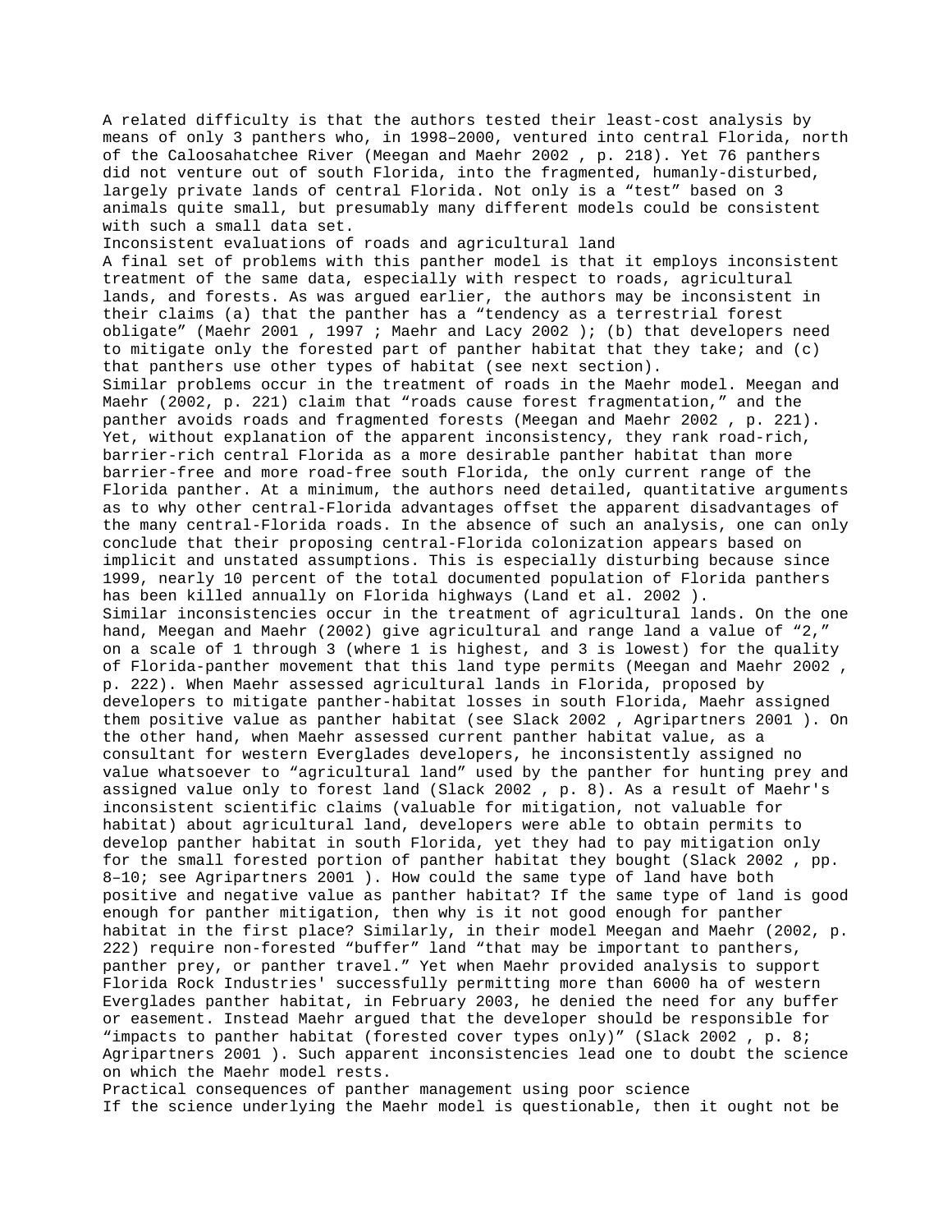A related difficulty is that the authors tested their least-cost analysis by means of only 3 panthers who, in 1998–2000, ventured into central Florida, north of the Caloosahatchee River (Meegan and Maehr 2002 , p. 218). Yet 76 panthers did not venture out of south Florida, into the fragmented, humanly-disturbed, largely private lands of central Florida. Not only is a "test" based on 3 animals quite small, but presumably many different models could be consistent with such a small data set.

## Inconsistent evaluations of roads and agricultural land

A final set of problems with this panther model is that it employs inconsistent treatment of the same data, especially with respect to roads, agricultural lands, and forests. As was argued earlier, the authors may be inconsistent in their claims (a) that the panther has a "tendency as a terrestrial forest obligate" (Maehr 2001 , 1997 ; Maehr and Lacy 2002 ); (b) that developers need to mitigate only the forested part of panther habitat that they take; and (c) that panthers use other types of habitat (see next section).

Similar problems occur in the treatment of roads in the Maehr model. Meegan and Maehr (2002, p. 221) claim that "roads cause forest fragmentation," and the panther avoids roads and fragmented forests (Meegan and Maehr 2002 , p. 221). Yet, without explanation of the apparent inconsistency, they rank road-rich, barrier-rich central Florida as a more desirable panther habitat than more barrier-free and more road-free south Florida, the only current range of the Florida panther. At a minimum, the authors need detailed, quantitative arguments as to why other central-Florida advantages offset the apparent disadvantages of the many central-Florida roads. In the absence of such an analysis, one can only conclude that their proposing central-Florida colonization appears based on implicit and unstated assumptions. This is especially disturbing because since 1999, nearly 10 percent of the total documented population of Florida panthers has been killed annually on Florida highways (Land et al. 2002 ).

Similar inconsistencies occur in the treatment of agricultural lands. On the one hand, Meegan and Maehr (2002) give agricultural and range land a value of "2," on a scale of 1 through 3 (where 1 is highest, and 3 is lowest) for the quality of Florida-panther movement that this land type permits (Meegan and Maehr 2002 , p. 222). When Maehr assessed agricultural lands in Florida, proposed by developers to mitigate panther-habitat losses in south Florida, Maehr assigned them positive value as panther habitat (see Slack 2002 , Agripartners 2001 ). On the other hand, when Maehr assessed current panther habitat value, as a consultant for western Everglades developers, he inconsistently assigned no value whatsoever to "agricultural land" used by the panther for hunting prey and assigned value only to forest land (Slack 2002 , p. 8). As a result of Maehr's inconsistent scientific claims (valuable for mitigation, not valuable for habitat) about agricultural land, developers were able to obtain permits to develop panther habitat in south Florida, yet they had to pay mitigation only for the small forested portion of panther habitat they bought (Slack 2002 , pp. 8–10; see Agripartners 2001 ). How could the same type of land have both positive and negative value as panther habitat? If the same type of land is good enough for panther mitigation, then why is it not good enough for panther habitat in the first place? Similarly, in their model Meegan and Maehr (2002, p. 222) require non-forested "buffer" land "that may be important to panthers, panther prey, or panther travel." Yet when Maehr provided analysis to support Florida Rock Industries' successfully permitting more than 6000 ha of western Everglades panther habitat, in February 2003, he denied the need for any buffer or easement. Instead Maehr argued that the developer should be responsible for "impacts to panther habitat (forested cover types only)" (Slack 2002 , p. 8; Agripartners 2001 ). Such apparent inconsistencies lead one to doubt the science on which the Maehr model rests.

## Practical consequences of panther management using poor science

If the science underlying the Maehr model is questionable, then it ought not be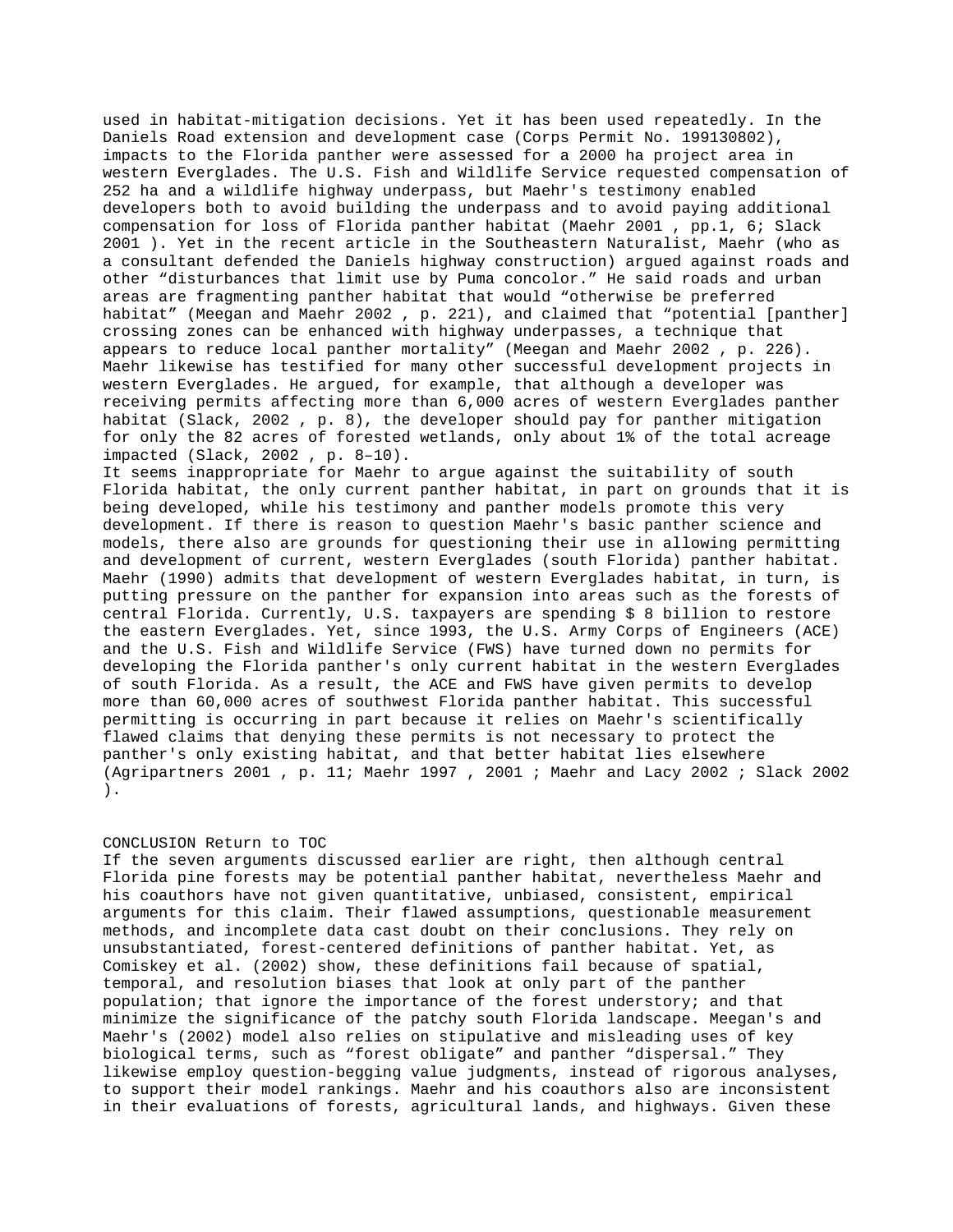used in habitat-mitigation decisions. Yet it has been used repeatedly. In the Daniels Road extension and development case (Corps Permit No. 199130802), impacts to the Florida panther were assessed for a 2000 ha project area in western Everglades. The U.S. Fish and Wildlife Service requested compensation of 252 ha and a wildlife highway underpass, but Maehr's testimony enabled developers both to avoid building the underpass and to avoid paying additional compensation for loss of Florida panther habitat (Maehr 2001 , pp.1, 6; Slack 2001 ). Yet in the recent article in the Southeastern Naturalist, Maehr (who as a consultant defended the Daniels highway construction) argued against roads and other “disturbances that limit use by Puma concolor.” He said roads and urban areas are fragmenting panther habitat that would “otherwise be preferred habitat” (Meegan and Maehr 2002 , p. 221), and claimed that “potential [panther] crossing zones can be enhanced with highway underpasses, a technique that appears to reduce local panther mortality” (Meegan and Maehr 2002 , p. 226). Maehr likewise has testified for many other successful development projects in western Everglades. He argued, for example, that although a developer was receiving permits affecting more than 6,000 acres of western Everglades panther habitat (Slack, 2002 , p. 8), the developer should pay for panther mitigation for only the 82 acres of forested wetlands, only about 1% of the total acreage impacted (Slack, 2002 , p. 8–10).

It seems inappropriate for Maehr to argue against the suitability of south Florida habitat, the only current panther habitat, in part on grounds that it is being developed, while his testimony and panther models promote this very development. If there is reason to question Maehr's basic panther science and models, there also are grounds for questioning their use in allowing permitting and development of current, western Everglades (south Florida) panther habitat. Maehr (1990) admits that development of western Everglades habitat, in turn, is putting pressure on the panther for expansion into areas such as the forests of central Florida. Currently, U.S. taxpayers are spending $ 8 billion to restore the eastern Everglades. Yet, since 1993, the U.S. Army Corps of Engineers (ACE) and the U.S. Fish and Wildlife Service (FWS) have turned down no permits for developing the Florida panther's only current habitat in the western Everglades of south Florida. As a result, the ACE and FWS have given permits to develop more than 60,000 acres of southwest Florida panther habitat. This successful permitting is occurring in part because it relies on Maehr's scientifically flawed claims that denying these permits is not necessary to protect the panther's only existing habitat, and that better habitat lies elsewhere (Agripartners 2001 , p. 11; Maehr 1997 , 2001 ; Maehr and Lacy 2002 ; Slack 2002 ).

## CONCLUSION Return to TOC

If the seven arguments discussed earlier are right, then although central Florida pine forests may be potential panther habitat, nevertheless Maehr and his coauthors have not given quantitative, unbiased, consistent, empirical arguments for this claim. Their flawed assumptions, questionable measurement methods, and incomplete data cast doubt on their conclusions. They rely on unsubstantiated, forest-centered definitions of panther habitat. Yet, as Comiskey et al. (2002) show, these definitions fail because of spatial, temporal, and resolution biases that look at only part of the panther population; that ignore the importance of the forest understory; and that minimize the significance of the patchy south Florida landscape. Meegan's and Maehr's (2002) model also relies on stipulative and misleading uses of key biological terms, such as “forest obligate” and panther “dispersal.” They likewise employ question-begging value judgments, instead of rigorous analyses, to support their model rankings. Maehr and his coauthors also are inconsistent in their evaluations of forests, agricultural lands, and highways. Given these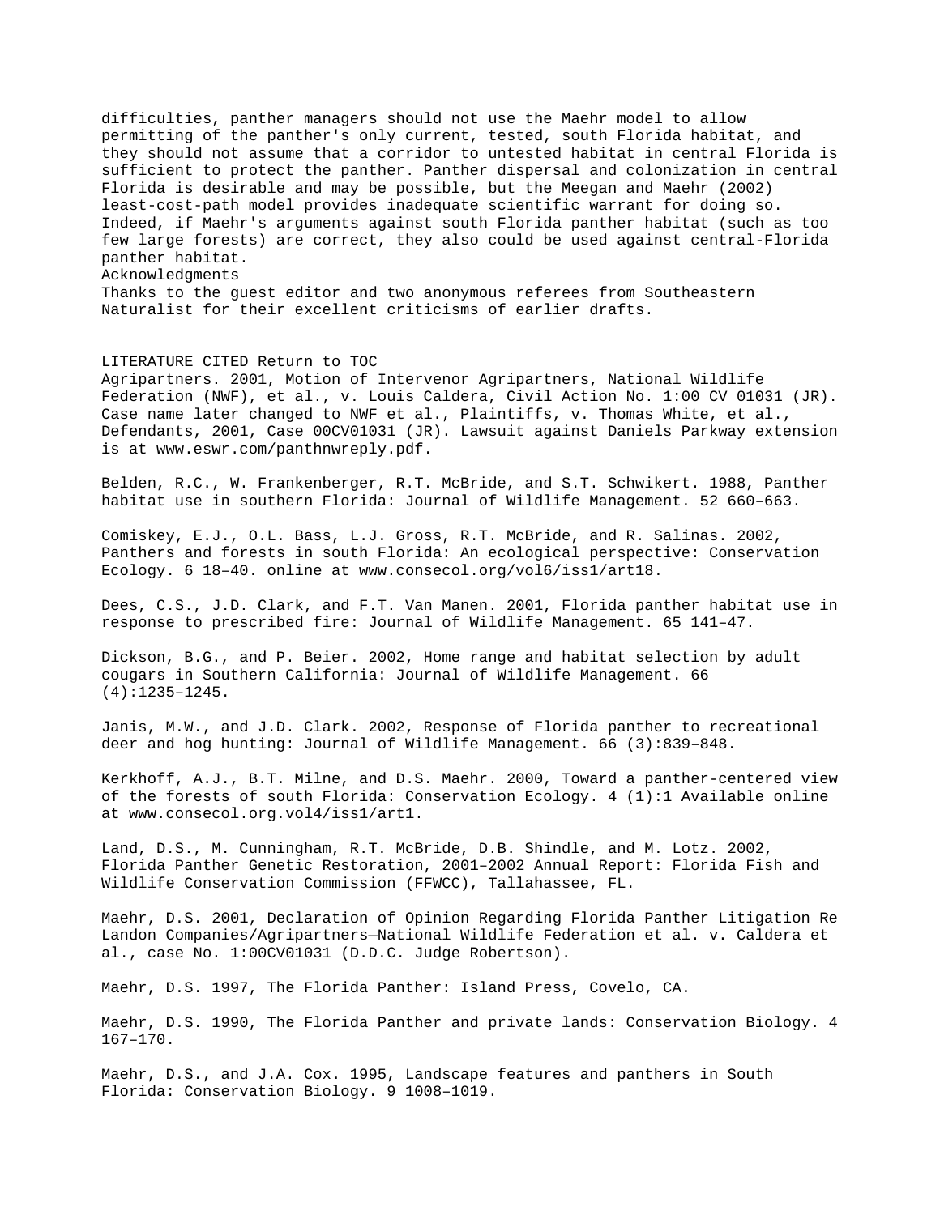difficulties, panther managers should not use the Maehr model to allow permitting of the panther's only current, tested, south Florida habitat, and they should not assume that a corridor to untested habitat in central Florida is sufficient to protect the panther. Panther dispersal and colonization in central Florida is desirable and may be possible, but the Meegan and Maehr (2002) least-cost-path model provides inadequate scientific warrant for doing so. Indeed, if Maehr's arguments against south Florida panther habitat (such as too few large forests) are correct, they also could be used against central-Florida panther habitat.

## Acknowledgments

Thanks to the guest editor and two anonymous referees from Southeastern Naturalist for their excellent criticisms of earlier drafts.

## LITERATURE CITED Return to TOC

Agripartners. 2001, Motion of Intervenor Agripartners, National Wildlife Federation (NWF), et al., v. Louis Caldera, Civil Action No. 1:00 CV 01031 (JR). Case name later changed to NWF et al., Plaintiffs, v. Thomas White, et al., Defendants, 2001, Case 00CV01031 (JR). Lawsuit against Daniels Parkway extension is at www.eswr.com/panthnwreply.pdf.

Belden, R.C., W. Frankenberger, R.T. McBride, and S.T. Schwikert. 1988, Panther habitat use in southern Florida: Journal of Wildlife Management. 52 660–663.

Comiskey, E.J., O.L. Bass, L.J. Gross, R.T. McBride, and R. Salinas. 2002, Panthers and forests in south Florida: An ecological perspective: Conservation Ecology. 6 18–40. online at www.consecol.org/vol6/iss1/art18.

Dees, C.S., J.D. Clark, and F.T. Van Manen. 2001, Florida panther habitat use in response to prescribed fire: Journal of Wildlife Management. 65 141–47.

Dickson, B.G., and P. Beier. 2002, Home range and habitat selection by adult cougars in Southern California: Journal of Wildlife Management. 66 (4):1235–1245.

Janis, M.W., and J.D. Clark. 2002, Response of Florida panther to recreational deer and hog hunting: Journal of Wildlife Management. 66 (3):839–848.

Kerkhoff, A.J., B.T. Milne, and D.S. Maehr. 2000, Toward a panther-centered view of the forests of south Florida: Conservation Ecology. 4 (1):1 Available online at www.consecol.org.vol4/iss1/art1.

Land, D.S., M. Cunningham, R.T. McBride, D.B. Shindle, and M. Lotz. 2002, Florida Panther Genetic Restoration, 2001–2002 Annual Report: Florida Fish and Wildlife Conservation Commission (FFWCC), Tallahassee, FL.

Maehr, D.S. 2001, Declaration of Opinion Regarding Florida Panther Litigation Re Landon Companies/Agripartners—National Wildlife Federation et al. v. Caldera et al., case No. 1:00CV01031 (D.D.C. Judge Robertson).

Maehr, D.S. 1997, The Florida Panther: Island Press, Covelo, CA.

Maehr, D.S. 1990, The Florida Panther and private lands: Conservation Biology. 4 167–170.

Maehr, D.S., and J.A. Cox. 1995, Landscape features and panthers in South Florida: Conservation Biology. 9 1008–1019.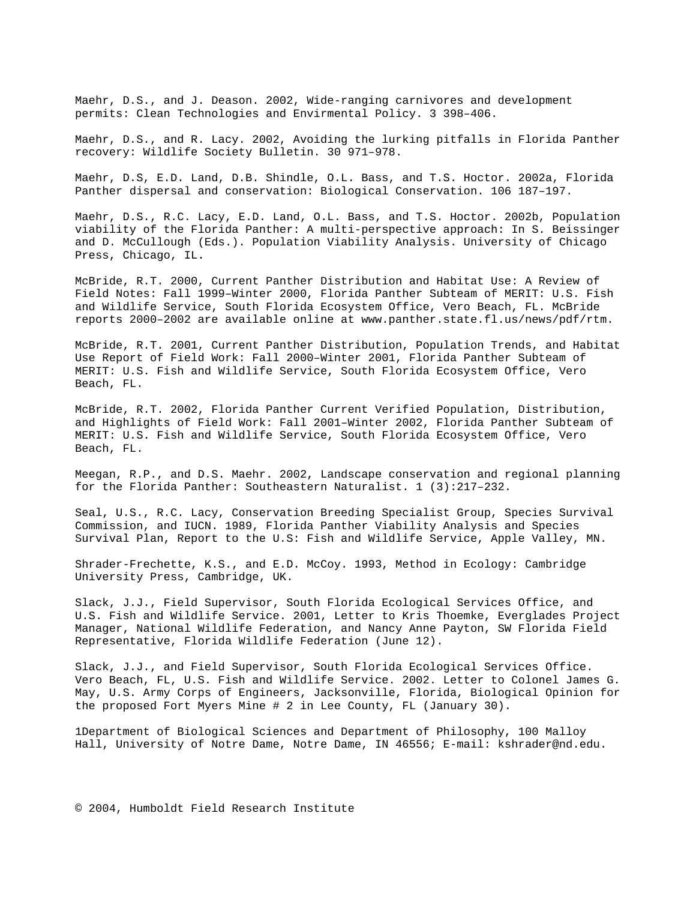Maehr, D.S., and J. Deason. 2002, Wide-ranging carnivores and development permits: Clean Technologies and Envirmental Policy. 3 398–406.

Maehr, D.S., and R. Lacy. 2002, Avoiding the lurking pitfalls in Florida Panther recovery: Wildlife Society Bulletin. 30 971–978.

Maehr, D.S, E.D. Land, D.B. Shindle, O.L. Bass, and T.S. Hoctor. 2002a, Florida Panther dispersal and conservation: Biological Conservation. 106 187–197.

Maehr, D.S., R.C. Lacy, E.D. Land, O.L. Bass, and T.S. Hoctor. 2002b, Population viability of the Florida Panther: A multi-perspective approach: In S. Beissinger and D. McCullough (Eds.). Population Viability Analysis. University of Chicago Press, Chicago, IL.

McBride, R.T. 2000, Current Panther Distribution and Habitat Use: A Review of Field Notes: Fall 1999–Winter 2000, Florida Panther Subteam of MERIT: U.S. Fish and Wildlife Service, South Florida Ecosystem Office, Vero Beach, FL. McBride reports 2000–2002 are available online at www.panther.state.fl.us/news/pdf/rtm.

McBride, R.T. 2001, Current Panther Distribution, Population Trends, and Habitat Use Report of Field Work: Fall 2000–Winter 2001, Florida Panther Subteam of MERIT: U.S. Fish and Wildlife Service, South Florida Ecosystem Office, Vero Beach, FL.

McBride, R.T. 2002, Florida Panther Current Verified Population, Distribution, and Highlights of Field Work: Fall 2001–Winter 2002, Florida Panther Subteam of MERIT: U.S. Fish and Wildlife Service, South Florida Ecosystem Office, Vero Beach, FL.

Meegan, R.P., and D.S. Maehr. 2002, Landscape conservation and regional planning for the Florida Panther: Southeastern Naturalist. 1 (3):217–232.

Seal, U.S., R.C. Lacy, Conservation Breeding Specialist Group, Species Survival Commission, and IUCN. 1989, Florida Panther Viability Analysis and Species Survival Plan, Report to the U.S: Fish and Wildlife Service, Apple Valley, MN.

Shrader-Frechette, K.S., and E.D. McCoy. 1993, Method in Ecology: Cambridge University Press, Cambridge, UK.

Slack, J.J., Field Supervisor, South Florida Ecological Services Office, and U.S. Fish and Wildlife Service. 2001, Letter to Kris Thoemke, Everglades Project Manager, National Wildlife Federation, and Nancy Anne Payton, SW Florida Field Representative, Florida Wildlife Federation (June 12).

Slack, J.J., and Field Supervisor, South Florida Ecological Services Office. Vero Beach, FL, U.S. Fish and Wildlife Service. 2002. Letter to Colonel James G. May, U.S. Army Corps of Engineers, Jacksonville, Florida, Biological Opinion for the proposed Fort Myers Mine # 2 in Lee County, FL (January 30).

[1]Department of Biological Sciences and Department of Philosophy, 100 Malloy Hall, University of Notre Dame, Notre Dame, IN 46556; E-mail: kshrader@nd.edu.

© 2004, Humboldt Field Research Institute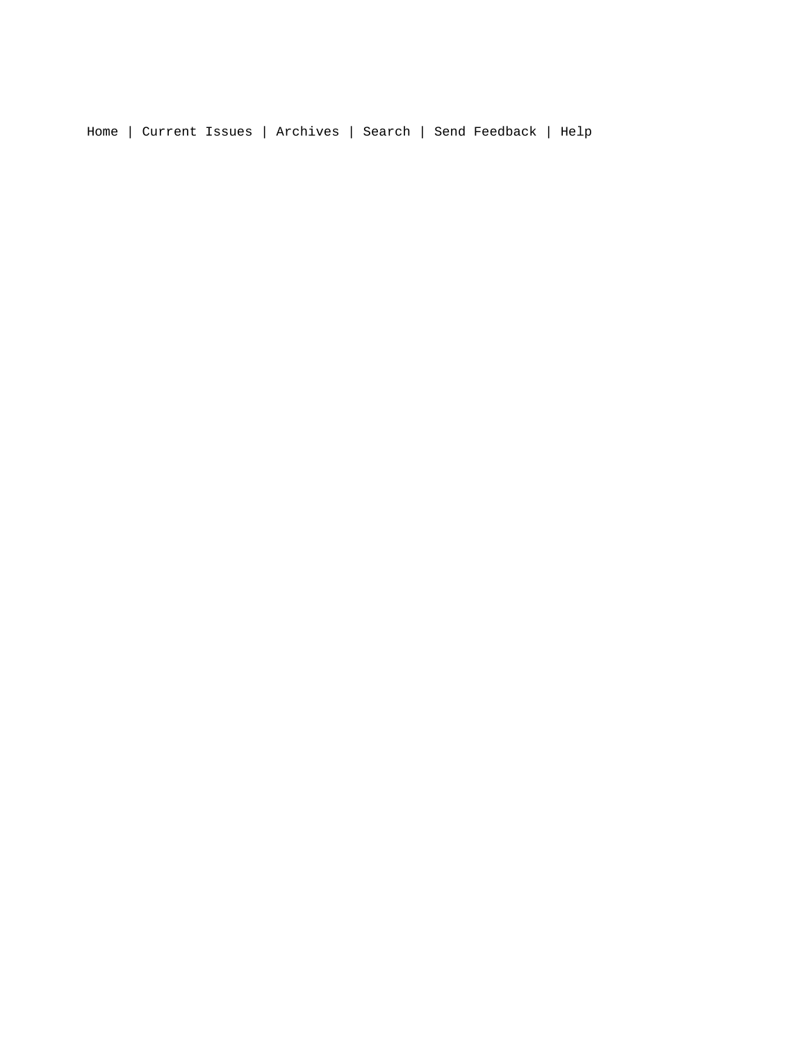Home | Current Issues | Archives | Search | Send Feedback | Help